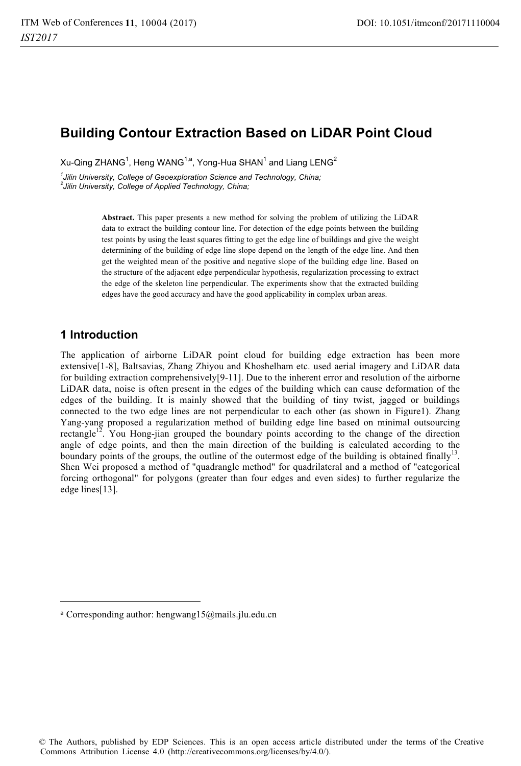# Building Contour Extraction Based on LiDAR Point Cloud

Xu-Qing ZHANG[1], Heng WANG[1,a], Yong-Hua SHAN[1] and Liang LENG[2]

[1]*Jilin University, College of Geoexploration Science and Technology, China;*
[2]*Jilin University, College of Applied Technology, China;*

**Abstract.** This paper presents a new method for solving the problem of utilizing the LiDAR data to extract the building contour line. For detection of the edge points between the building test points by using the least squares fitting to get the edge line of buildings and give the weight determining of the building of edge line slope depend on the length of the edge line. And then get the weighted mean of the positive and negative slope of the building edge line. Based on the structure of the adjacent edge perpendicular hypothesis, regularization processing to extract the edge of the skeleton line perpendicular. The experiments show that the extracted building edges have the good accuracy and have the good applicability in complex urban areas.

## 1 Introduction

The application of airborne LiDAR point cloud for building edge extraction has been more extensive[1-8], Baltsavias, Zhang Zhiyou and Khoshelham etc. used aerial imagery and LiDAR data for building extraction comprehensively[9-11]. Due to the inherent error and resolution of the airborne LiDAR data, noise is often present in the edges of the building which can cause deformation of the edges of the building. It is mainly showed that the building of tiny twist, jagged or buildings connected to the two edge lines are not perpendicular to each other (as shown in Figure1). Zhang Yang-yang proposed a regularization method of building edge line based on minimal outsourcing rectangle[12]. You Hong-jian grouped the boundary points according to the change of the direction angle of edge points, and then the main direction of the building is calculated according to the boundary points of the groups, the outline of the outermost edge of the building is obtained finally[13]. Shen Wei proposed a method of "quadrangle method" for quadrilateral and a method of "categorical forcing orthogonal" for polygons (greater than four edges and even sides) to further regularize the edge lines[13].

---

[a] Corresponding author: hengwang15@mails.jlu.edu.cn

© The Authors, published by EDP Sciences. This is an open access article distributed under the terms of the Creative Commons Attribution License 4.0 (http://creativecommons.org/licenses/by/4.0/).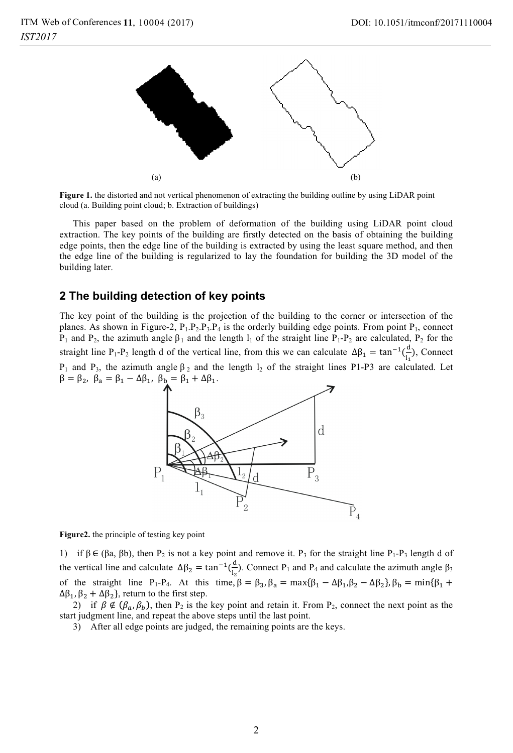(a) (b)

**Figure 1.** the distorted and not vertical phenomenon of extracting the building outline by using LiDAR point cloud (a. Building point cloud; b. Extraction of buildings)

This paper based on the problem of deformation of the building using LiDAR point cloud extraction. The key points of the building are firstly detected on the basis of obtaining the building edge points, then the edge line of the building is extracted by using the least square method, and then the edge line of the building is regularized to lay the foundation for building the 3D model of the building later.

## 2 The building detection of key points

The key point of the building is the projection of the building to the corner or intersection of the planes. As shown in Figure-2, $P_1$.$P_2$.$P_3$.$P_4$ is the orderly building edge points. From point $P_1$, connect $P_1$ and $P_2$, the azimuth angle $\beta_1$ and the length $l_1$ of the straight line $P_1$-$P_2$ are calculated, $P_2$ for the straight line $P_1$-$P_2$ length d of the vertical line, from this we can calculate $\Delta\beta_1 = \tan^{-1}(\frac{d}{l_1})$, Connect $P_1$ and $P_3$, the azimuth angle $\beta_2$ and the length $l_2$ of the straight lines P1-P3 are calculated. Let $\beta = \beta_2$, $\beta_a = \beta_1 - \Delta\beta_1$, $\beta_b = \beta_1 + \Delta\beta_1$.

**Figure2.** the principle of testing key point

1) if $\beta \in (\beta a, \beta b)$, then $P_2$ is not a key point and remove it. $P_3$ for the straight line $P_1$-$P_3$ length d of the vertical line and calculate $\Delta\beta_2 = \tan^{-1}(\frac{d}{l_2})$. Connect $P_1$ and $P_4$ and calculate the azimuth angle $\beta_3$ of the straight line $P_1$-$P_4$. At this time, $\beta = \beta_3$, $\beta_a = \max\{\beta_1 - \Delta\beta_1, \beta_2 - \Delta\beta_2\}$, $\beta_b = \min\{\beta_1 + \Delta\beta_1, \beta_2 + \Delta\beta_2\}$, return to the first step.

2) if $\beta \notin (\beta_a, \beta_b)$, then $P_2$ is the key point and retain it. From $P_2$, connect the next point as the start judgment line, and repeat the above steps until the last point.

3) After all edge points are judged, the remaining points are the keys.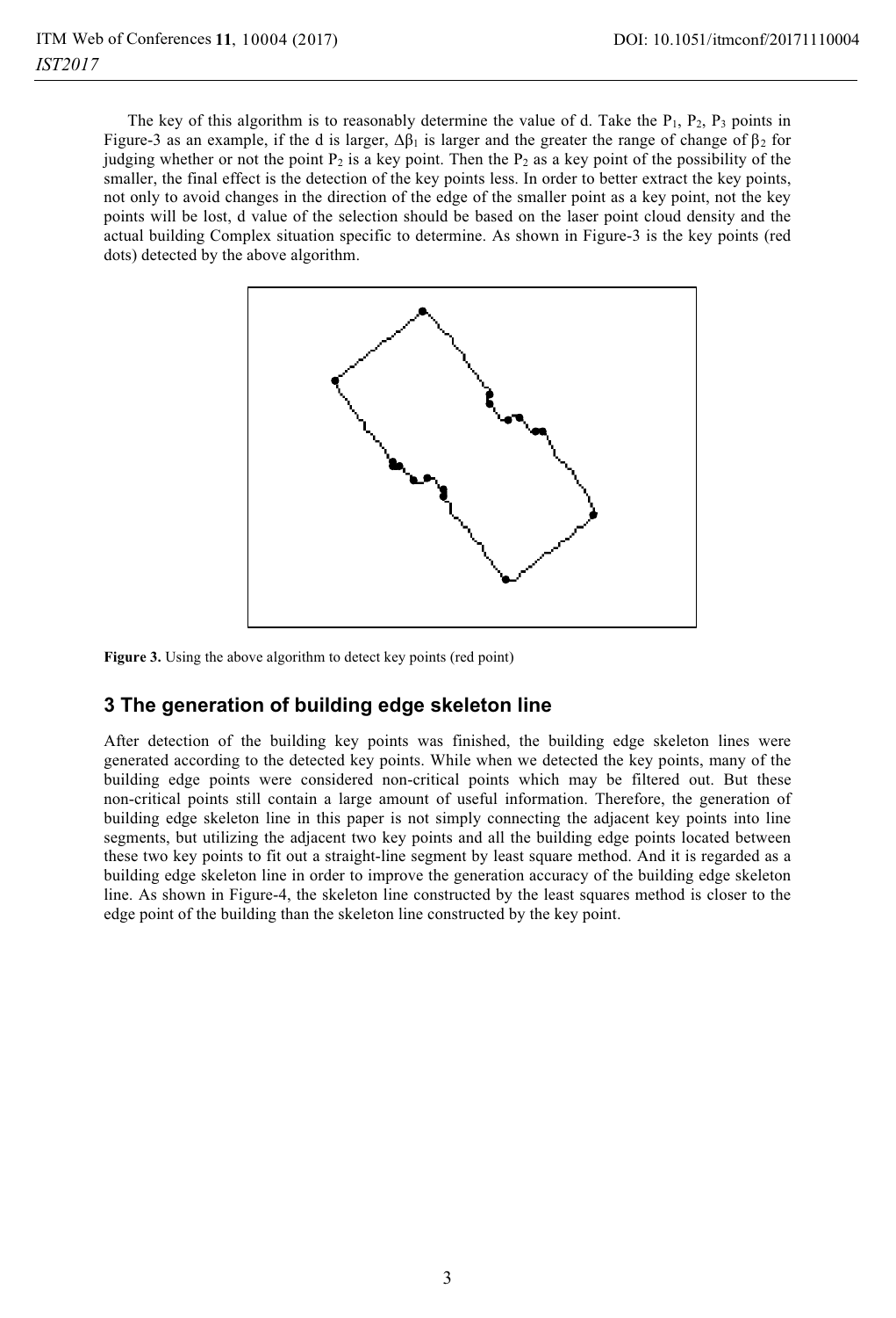The key of this algorithm is to reasonably determine the value of d. Take the $P_1$, $P_2$, $P_3$ points in Figure-3 as an example, if the d is larger, $\Delta\beta_1$ is larger and the greater the range of change of $\beta_2$ for judging whether or not the point $P_2$ is a key point. Then the $P_2$ as a key point of the possibility of the smaller, the final effect is the detection of the key points less. In order to better extract the key points, not only to avoid changes in the direction of the edge of the smaller point as a key point, not the key points will be lost, d value of the selection should be based on the laser point cloud density and the actual building Complex situation specific to determine. As shown in Figure-3 is the key points (red dots) detected by the above algorithm.

**Figure 3.** Using the above algorithm to detect key points (red point)

## 3 The generation of building edge skeleton line

After detection of the building key points was finished, the building edge skeleton lines were generated according to the detected key points. While when we detected the key points, many of the building edge points were considered non-critical points which may be filtered out. But these non-critical points still contain a large amount of useful information. Therefore, the generation of building edge skeleton line in this paper is not simply connecting the adjacent key points into line segments, but utilizing the adjacent two key points and all the building edge points located between these two key points to fit out a straight-line segment by least square method. And it is regarded as a building edge skeleton line in order to improve the generation accuracy of the building edge skeleton line. As shown in Figure-4, the skeleton line constructed by the least squares method is closer to the edge point of the building than the skeleton line constructed by the key point.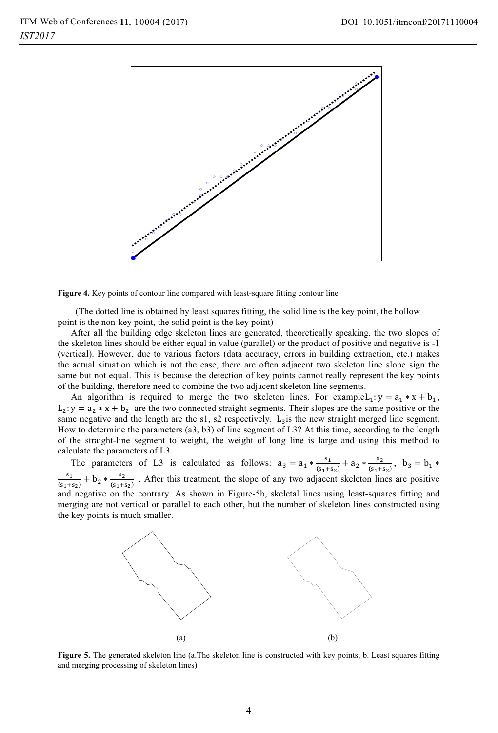**Figure 4.** Key points of contour line compared with least-square fitting contour line

(The dotted line is obtained by least squares fitting, the solid line is the key point, the hollow point is the non-key point, the solid point is the key point)

After all the building edge skeleton lines are generated, theoretically speaking, the two slopes of the skeleton lines should be either equal in value (parallel) or the product of positive and negative is -1 (vertical). However, due to various factors (data accuracy, errors in building extraction, etc.) makes the actual situation which is not the case, there are often adjacent two skeleton line slope sign the same but not equal. This is because the detection of key points cannot really represent the key points of the building, therefore need to combine the two adjacent skeleton line segments.

An algorithm is required to merge the two skeleton lines. For example$L_1: y = a_1 * x + b_1$, $L_2: y = a_2 * x + b_2$ are the two connected straight segments. Their slopes are the same positive or the same negative and the length are the s1, s2 respectively. $L_3$is the new straight merged line segment. How to determine the parameters (a3, b3) of line segment of L3? At this time, according to the length of the straight-line segment to weight, the weight of long line is large and using this method to calculate the parameters of L3.

The parameters of L3 is calculated as follows: $a_3 = a_1 * \frac{s_1}{(s_1+s_2)} + a_2 * \frac{s_2}{(s_1+s_2)}$, $b_3 = b_1 * \frac{s_1}{(s_1+s_2)} + b_2 * \frac{s_2}{(s_1+s_2)}$ . After this treatment, the slope of any two adjacent skeleton lines are positive and negative on the contrary. As shown in Figure-5b, skeletal lines using least-squares fitting and merging are not vertical or parallel to each other, but the number of skeleton lines constructed using the key points is much smaller.

(a) (b)

**Figure 5.** The generated skeleton line (a.The skeleton line is constructed with key points; b. Least squares fitting and merging processing of skeleton lines)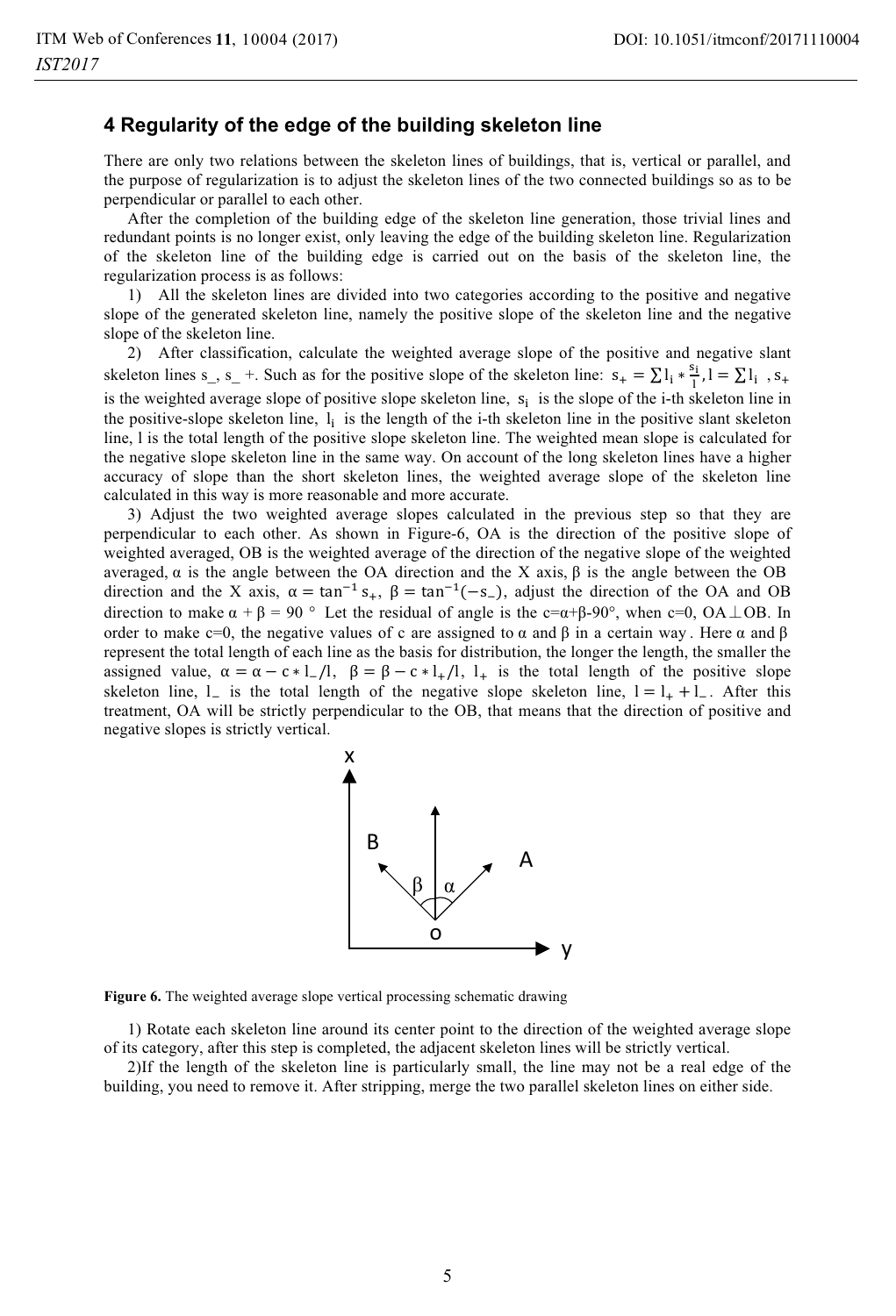## 4 Regularity of the edge of the building skeleton line

There are only two relations between the skeleton lines of buildings, that is, vertical or parallel, and the purpose of regularization is to adjust the skeleton lines of the two connected buildings so as to be perpendicular or parallel to each other.

After the completion of the building edge of the skeleton line generation, those trivial lines and redundant points is no longer exist, only leaving the edge of the building skeleton line. Regularization of the skeleton line of the building edge is carried out on the basis of the skeleton line, the regularization process is as follows:

1) All the skeleton lines are divided into two categories according to the positive and negative slope of the generated skeleton line, namely the positive slope of the skeleton line and the negative slope of the skeleton line.

2) After classification, calculate the weighted average slope of the positive and negative slant skeleton lines s_, s_ +. Such as for the positive slope of the skeleton line: $s_{+} = \sum l_i * \frac{s_i}{l}, l = \sum l_i$ , $s_{+}$ is the weighted average slope of positive slope skeleton line, $s_i$ is the slope of the i-th skeleton line in the positive-slope skeleton line, $l_i$ is the length of the i-th skeleton line in the positive slant skeleton line, l is the total length of the positive slope skeleton line. The weighted mean slope is calculated for the negative slope skeleton line in the same way. On account of the long skeleton lines have a higher accuracy of slope than the short skeleton lines, the weighted average slope of the skeleton line calculated in this way is more reasonable and more accurate.

3) Adjust the two weighted average slopes calculated in the previous step so that they are perpendicular to each other. As shown in Figure-6, OA is the direction of the positive slope of weighted averaged, OB is the weighted average of the direction of the negative slope of the weighted averaged, α is the angle between the OA direction and the X axis, β is the angle between the OB direction and the X axis, $\alpha = \tan^{-1} s_{+}$, $\beta = \tan^{-1}(-s_{-})$, adjust the direction of the OA and OB direction to make α + β = 90 ° Let the residual of angle is the c=α+β-90°, when c=0, OA⊥OB. In order to make c=0, the negative values of c are assigned to α and β in a certain way. Here α and β represent the total length of each line as the basis for distribution, the longer the length, the smaller the assigned value, $\alpha = \alpha - c * l_{-}/l$, $\beta = \beta - c * l_{+}/l$, $l_{+}$ is the total length of the positive slope skeleton line, $l_{-}$ is the total length of the negative slope skeleton line, $l = l_{+} + l_{-}$. After this treatment, OA will be strictly perpendicular to the OB, that means that the direction of positive and negative slopes is strictly vertical.

**Figure 6.** The weighted average slope vertical processing schematic drawing

1) Rotate each skeleton line around its center point to the direction of the weighted average slope of its category, after this step is completed, the adjacent skeleton lines will be strictly vertical.

2)If the length of the skeleton line is particularly small, the line may not be a real edge of the building, you need to remove it. After stripping, merge the two parallel skeleton lines on either side.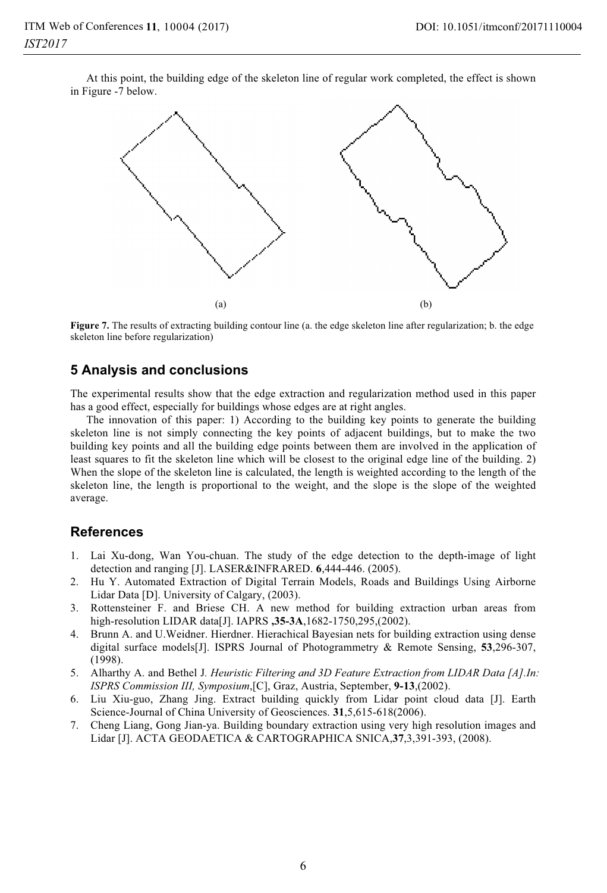At this point, the building edge of the skeleton line of regular work completed, the effect is shown in Figure -7 below.

(a) (b)

**Figure 7.** The results of extracting building contour line (a. the edge skeleton line after regularization; b. the edge skeleton line before regularization)

## 5 Analysis and conclusions

The experimental results show that the edge extraction and regularization method used in this paper has a good effect, especially for buildings whose edges are at right angles.

The innovation of this paper: 1) According to the building key points to generate the building skeleton line is not simply connecting the key points of adjacent buildings, but to make the two building key points and all the building edge points between them are involved in the application of least squares to fit the skeleton line which will be closest to the original edge line of the building. 2) When the slope of the skeleton line is calculated, the length is weighted according to the length of the skeleton line, the length is proportional to the weight, and the slope is the slope of the weighted average.

## References

1. Lai Xu-dong, Wan You-chuan. The study of the edge detection to the depth-image of light detection and ranging [J]. LASER&INFRARED. **6**,444-446. (2005).
2. Hu Y. Automated Extraction of Digital Terrain Models, Roads and Buildings Using Airborne Lidar Data [D]. University of Calgary, (2003).
3. Rottensteiner F. and Briese CH. A new method for building extraction urban areas from high-resolution LIDAR data[J]. IAPRS **,35-3A**,1682-1750,295,(2002).
4. Brunn A. and U.Weidner. Hierdner. Hierachical Bayesian nets for building extraction using dense digital surface models[J]. ISPRS Journal of Photogrammetry & Remote Sensing, **53**,296-307, (1998).
5. Alharthy A. and Bethel J. *Heuristic Filtering and 3D Feature Extraction from LIDAR Data [A].In: ISPRS Commission III, Symposium*,[C], Graz, Austria, September, **9-13**,(2002).
6. Liu Xiu-guo, Zhang Jing. Extract building quickly from Lidar point cloud data [J]. Earth Science-Journal of China University of Geosciences. **31**,5,615-618(2006).
7. Cheng Liang, Gong Jian-ya. Building boundary extraction using very high resolution images and Lidar [J]. ACTA GEODAETICA & CARTOGRAPHICA SNICA,**37**,3,391-393, (2008).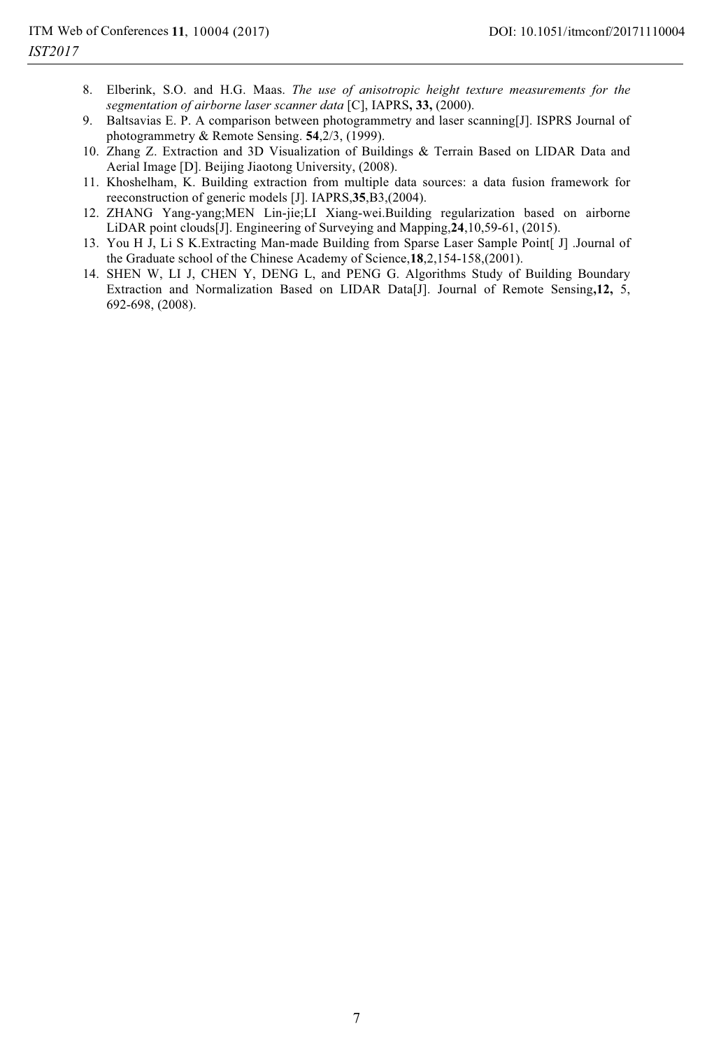8. Elberink, S.O. and H.G. Maas. *The use of anisotropic height texture measurements for the segmentation of airborne laser scanner data* [C], IAPRS**, 33,** (2000).
9. Baltsavias E. P. A comparison between photogrammetry and laser scanning[J]. ISPRS Journal of photogrammetry & Remote Sensing. **54**,2/3, (1999).
10. Zhang Z. Extraction and 3D Visualization of Buildings & Terrain Based on LIDAR Data and Aerial Image [D]. Beijing Jiaotong University, (2008).
11. Khoshelham, K. Building extraction from multiple data sources: a data fusion framework for reeconstruction of generic models [J]. IAPRS,**35**,B3,(2004).
12. ZHANG Yang-yang;MEN Lin-jie;LI Xiang-wei.Building regularization based on airborne LiDAR point clouds[J]. Engineering of Surveying and Mapping,**24**,10,59-61, (2015).
13. You H J, Li S K.Extracting Man-made Building from Sparse Laser Sample Point[ J] .Journal of the Graduate school of the Chinese Academy of Science,**18**,2,154-158,(2001).
14. SHEN W, LI J, CHEN Y, DENG L, and PENG G. Algorithms Study of Building Boundary Extraction and Normalization Based on LIDAR Data[J]. Journal of Remote Sensing**,12,** 5, 692-698, (2008).